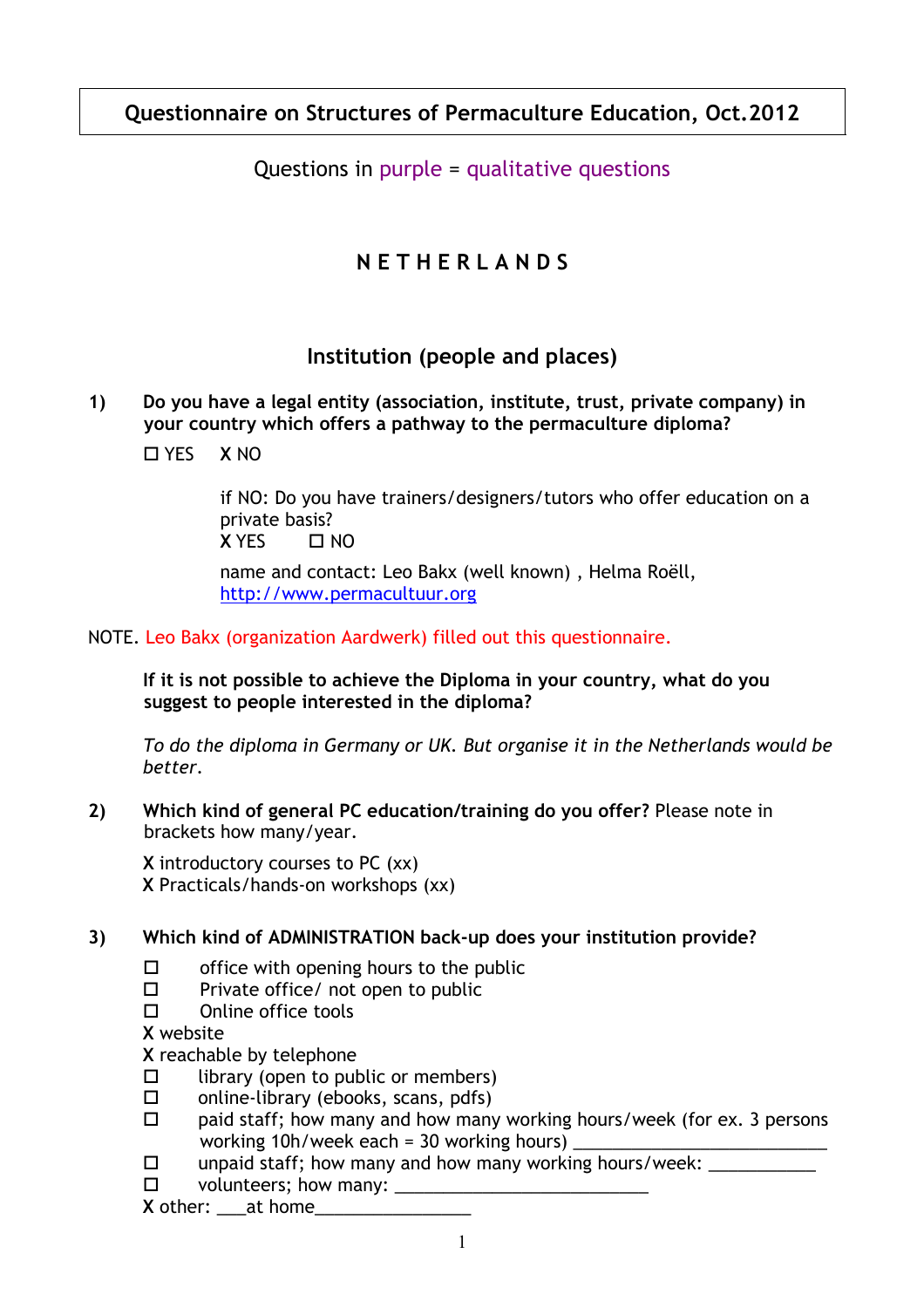# Questionnaire on Structures of Permaculture Education, Oct.2012

Questions in purple = qualitative questions

## N E T H E R L A N D S

## Institution (people and places)

**1) Do you have a legal entity (association, institute, trust, private company) in your country which offers a pathway to the permaculture diploma?**

☐ YES   X NO

if NO: Do you have trainers/designers/tutors who offer education on a private basis?
X YES   ☐ NO

name and contact: Leo Bakx (well known) , Helma Roëll, http://www.permacultuur.org

NOTE. Leo Bakx (organization Aardwerk) filled out this questionnaire.

**If it is not possible to achieve the Diploma in your country, what do you suggest to people interested in the diploma?**

*To do the diploma in Germany or UK. But organise it in the Netherlands would be better.*

**2) Which kind of general PC education/training do you offer?** Please note in brackets how many/year.

X introductory courses to PC (xx)
X Practicals/hands-on workshops (xx)

**3) Which kind of ADMINISTRATION back-up does your institution provide?**

☐ office with opening hours to the public
☐ Private office/ not open to public
☐ Online office tools
X website
X reachable by telephone
☐ library (open to public or members)
☐ online-library (ebooks, scans, pdfs)
☐ paid staff; how many and how many working hours/week (for ex. 3 persons working 10h/week each = 30 working hours) ___________________________
☐ unpaid staff; how many and how many working hours/week: ___________
☐ volunteers; how many: __________________________
X other: ___at home________________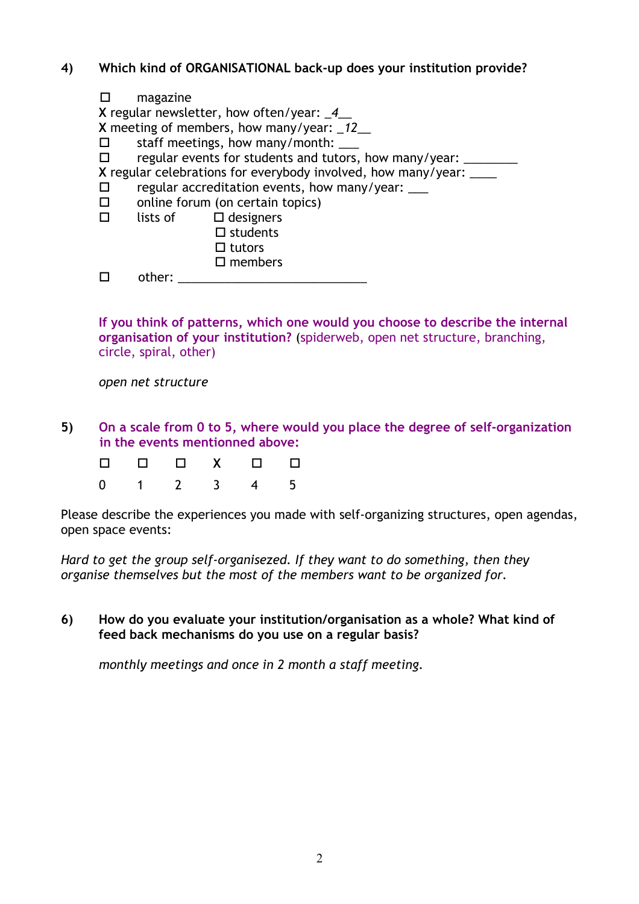**4) Which kind of ORGANISATIONAL back-up does your institution provide?**

☐ magazine  
X regular newsletter, how often/year: _*4*__  
X meeting of members, how many/year: _*12*__  
☐ staff meetings, how many/month: ___  
☐ regular events for students and tutors, how many/year: ________  
X regular celebrations for everybody involved, how many/year: ____  
☐ regular accreditation events, how many/year: ___  
☐ online forum (on certain topics)  
☐ lists of  
  ☐ designers  
  ☐ students  
  ☐ tutors  
  ☐ members  
☐ other: ____________________________

**If you think of patterns, which one would you choose to describe the internal organisation of your institution?** (spiderweb, open net structure, branching, circle, spiral, other)

*open net structure*

**5) On a scale from 0 to 5, where would you place the degree of self-organization in the events mentioned above:**

| ☐ | ☐ | ☐ | X | ☐ | ☐ |
|---|---|---|---|---|---|
| 0 | 1 | 2 | 3 | 4 | 5 |

Please describe the experiences you made with self-organizing structures, open agendas, open space events:

*Hard to get the group self-organisezed. If they want to do something, then they organise themselves but the most of the members want to be organized for.*

**6) How do you evaluate your institution/organisation as a whole? What kind of feed back mechanisms do you use on a regular basis?**

*monthly meetings and once in 2 month a staff meeting.*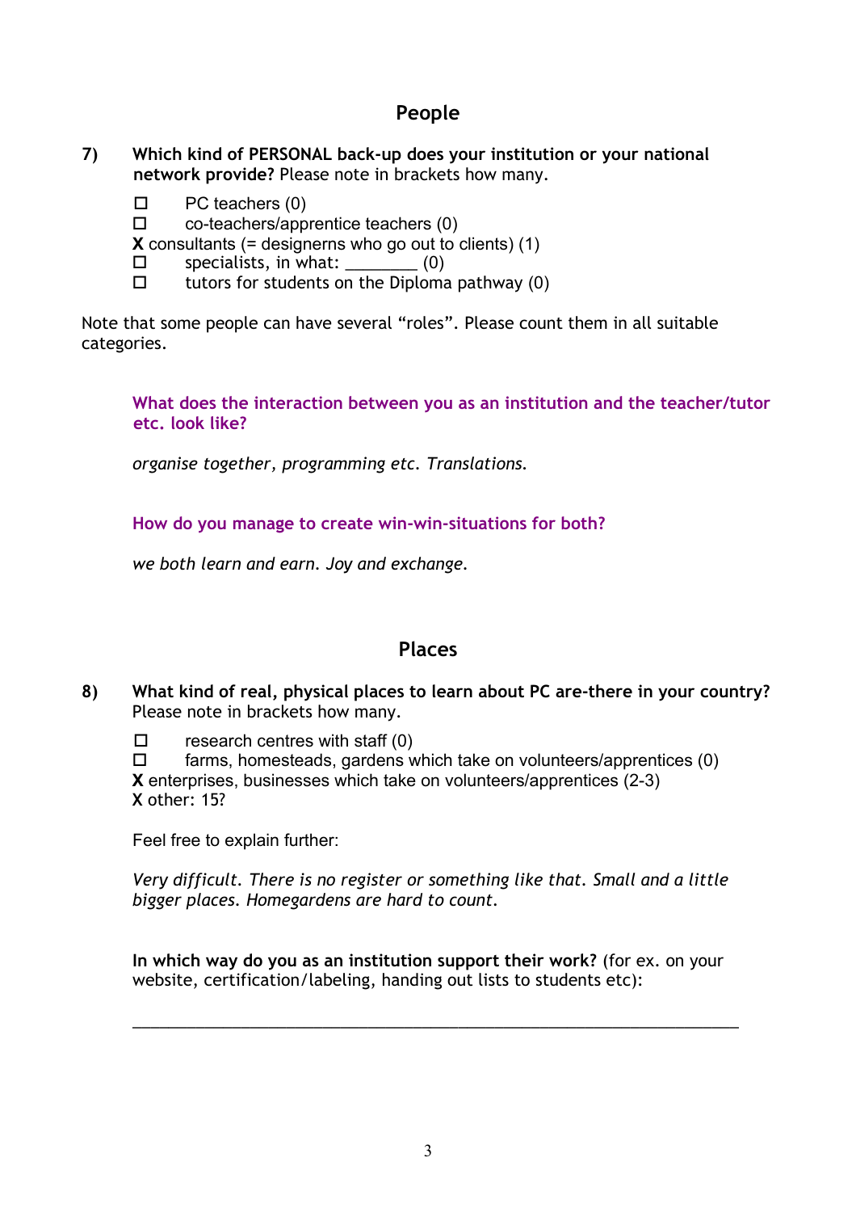## People

**7) Which kind of PERSONAL back-up does your institution or your national network provide?** Please note in brackets how many.

- ☐ PC teachers (0)
- ☐ co-teachers/apprentice teachers (0)
- **X** consultants (= designerns who go out to clients) (1)
- ☐ specialists, in what: ________ (0)
- ☐ tutors for students on the Diploma pathway (0)

Note that some people can have several "roles". Please count them in all suitable categories.

**What does the interaction between you as an institution and the teacher/tutor etc. look like?**

*organise together, programming etc. Translations.*

**How do you manage to create win-win-situations for both?**

*we both learn and earn. Joy and exchange.*

## Places

**8) What kind of real, physical places to learn about PC are-there in your country?** Please note in brackets how many.

- ☐ research centres with staff (0)
- ☐ farms, homesteads, gardens which take on volunteers/apprentices (0)
- **X** enterprises, businesses which take on volunteers/apprentices (2-3)
- **X** other: 15?

Feel free to explain further:

*Very difficult. There is no register or something like that. Small and a little bigger places. Homegardens are hard to count.*

**In which way do you as an institution support their work?** (for ex. on your website, certification/labeling, handing out lists to students etc):

______________________________________________________________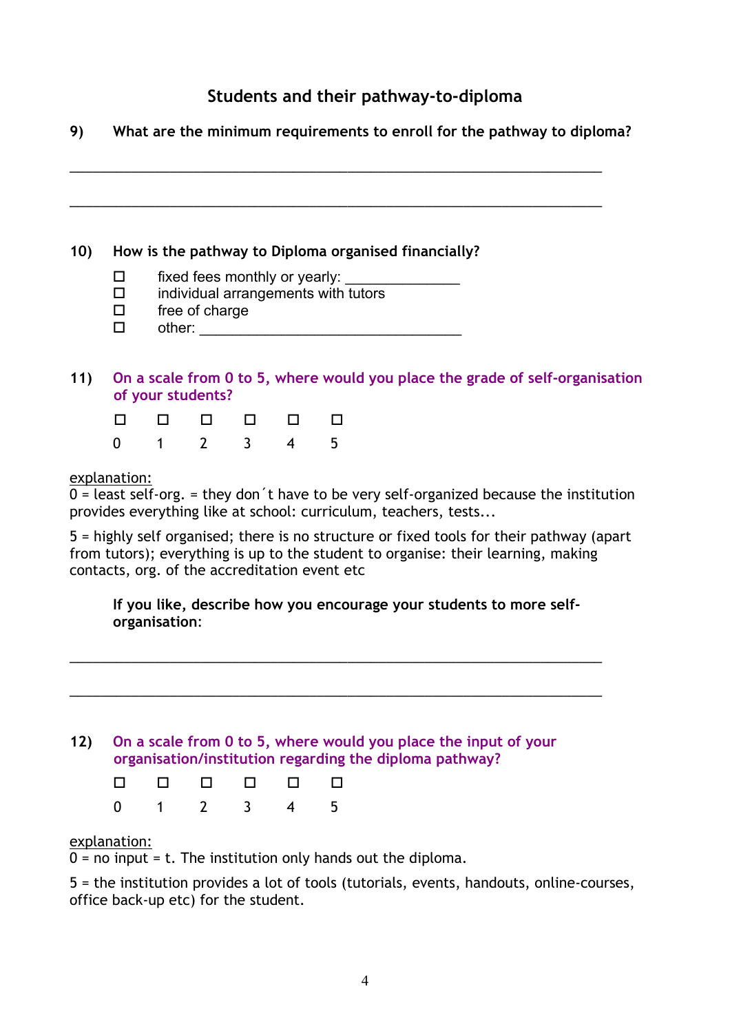## Students and their pathway-to-diploma

**9) What are the minimum requirements to enroll for the pathway to diploma?**

\_\_\_\_\_\_\_\_\_\_\_\_\_\_\_\_\_\_\_\_\_\_\_\_\_\_\_\_\_\_\_\_\_\_\_\_\_\_\_\_\_\_\_\_\_\_\_\_\_\_\_\_\_\_\_\_\_\_\_\_\_\_\_\_\_\_

\_\_\_\_\_\_\_\_\_\_\_\_\_\_\_\_\_\_\_\_\_\_\_\_\_\_\_\_\_\_\_\_\_\_\_\_\_\_\_\_\_\_\_\_\_\_\_\_\_\_\_\_\_\_\_\_\_\_\_\_\_\_\_\_\_\_

**10) How is the pathway to Diploma organised financially?**

- ☐ fixed fees monthly or yearly: \_\_\_\_\_\_\_\_\_\_\_\_\_\_
- ☐ individual arrangements with tutors
- ☐ free of charge
- ☐ other: \_\_\_\_\_\_\_\_\_\_\_\_\_\_\_\_\_\_\_\_\_\_\_\_\_\_\_\_\_\_\_\_

**11) On a scale from 0 to 5, where would you place the grade of self-organisation of your students?**

| ☐ | ☐ | ☐ | ☐ | ☐ | ☐ |
|---|---|---|---|---|---|
| 0 | 1 | 2 | 3 | 4 | 5 |

explanation:
0 = least self-org. = they don´t have to be very self-organized because the institution provides everything like at school: curriculum, teachers, tests...

5 = highly self organised; there is no structure or fixed tools for their pathway (apart from tutors); everything is up to the student to organise: their learning, making contacts, org. of the accreditation event etc

**If you like, describe how you encourage your students to more self-organisation:**

\_\_\_\_\_\_\_\_\_\_\_\_\_\_\_\_\_\_\_\_\_\_\_\_\_\_\_\_\_\_\_\_\_\_\_\_\_\_\_\_\_\_\_\_\_\_\_\_\_\_\_\_\_\_\_\_\_\_\_\_\_\_\_\_\_\_

\_\_\_\_\_\_\_\_\_\_\_\_\_\_\_\_\_\_\_\_\_\_\_\_\_\_\_\_\_\_\_\_\_\_\_\_\_\_\_\_\_\_\_\_\_\_\_\_\_\_\_\_\_\_\_\_\_\_\_\_\_\_\_\_\_\_

**12) On a scale from 0 to 5, where would you place the input of your organisation/institution regarding the diploma pathway?**

| ☐ | ☐ | ☐ | ☐ | ☐ | ☐ |
|---|---|---|---|---|---|
| 0 | 1 | 2 | 3 | 4 | 5 |

explanation:
0 = no input = t. The institution only hands out the diploma.

5 = the institution provides a lot of tools (tutorials, events, handouts, online-courses, office back-up etc) for the student.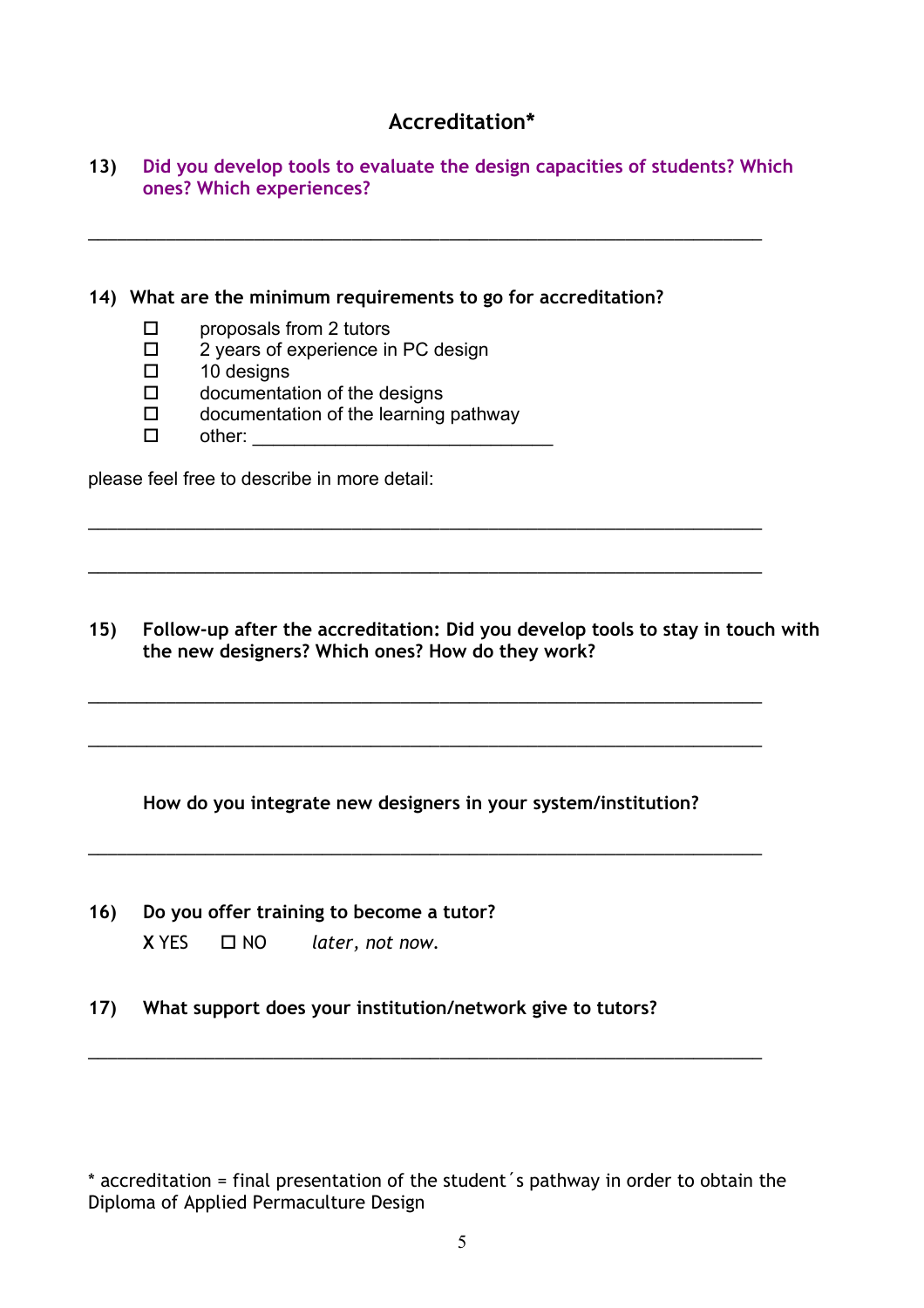## Accreditation*

**13) Did you develop tools to evaluate the design capacities of students? Which ones? Which experiences?**

\_\_\_\_\_\_\_\_\_\_\_\_\_\_\_\_\_\_\_\_\_\_\_\_\_\_\_\_\_\_\_\_\_\_\_\_\_\_\_\_\_\_\_\_\_\_\_\_\_\_\_\_\_\_\_\_\_\_\_\_\_\_\_\_\_\_\_\_\_\_

**14) What are the minimum requirements to go for accreditation?**

- ☐ proposals from 2 tutors
- ☐ 2 years of experience in PC design
- ☐ 10 designs
- ☐ documentation of the designs
- ☐ documentation of the learning pathway
- ☐ other: \_\_\_\_\_\_\_\_\_\_\_\_\_\_\_\_\_\_\_\_\_\_\_\_\_\_\_\_\_\_

please feel free to describe in more detail:

\_\_\_\_\_\_\_\_\_\_\_\_\_\_\_\_\_\_\_\_\_\_\_\_\_\_\_\_\_\_\_\_\_\_\_\_\_\_\_\_\_\_\_\_\_\_\_\_\_\_\_\_\_\_\_\_\_\_\_\_\_\_\_\_\_\_\_\_\_\_

\_\_\_\_\_\_\_\_\_\_\_\_\_\_\_\_\_\_\_\_\_\_\_\_\_\_\_\_\_\_\_\_\_\_\_\_\_\_\_\_\_\_\_\_\_\_\_\_\_\_\_\_\_\_\_\_\_\_\_\_\_\_\_\_\_\_\_\_\_\_

**15) Follow-up after the accreditation: Did you develop tools to stay in touch with the new designers? Which ones? How do they work?**

\_\_\_\_\_\_\_\_\_\_\_\_\_\_\_\_\_\_\_\_\_\_\_\_\_\_\_\_\_\_\_\_\_\_\_\_\_\_\_\_\_\_\_\_\_\_\_\_\_\_\_\_\_\_\_\_\_\_\_\_\_\_\_\_\_\_\_\_\_\_

\_\_\_\_\_\_\_\_\_\_\_\_\_\_\_\_\_\_\_\_\_\_\_\_\_\_\_\_\_\_\_\_\_\_\_\_\_\_\_\_\_\_\_\_\_\_\_\_\_\_\_\_\_\_\_\_\_\_\_\_\_\_\_\_\_\_\_\_\_\_

**How do you integrate new designers in your system/institution?**

\_\_\_\_\_\_\_\_\_\_\_\_\_\_\_\_\_\_\_\_\_\_\_\_\_\_\_\_\_\_\_\_\_\_\_\_\_\_\_\_\_\_\_\_\_\_\_\_\_\_\_\_\_\_\_\_\_\_\_\_\_\_\_\_\_\_\_\_\_\_

**16) Do you offer training to become a tutor?**

X YES ☐ NO *later, not now.*

**17) What support does your institution/network give to tutors?**

\_\_\_\_\_\_\_\_\_\_\_\_\_\_\_\_\_\_\_\_\_\_\_\_\_\_\_\_\_\_\_\_\_\_\_\_\_\_\_\_\_\_\_\_\_\_\_\_\_\_\_\_\_\_\_\_\_\_\_\_\_\_\_\_\_\_\_\_\_\_

* accreditation = final presentation of the student´s pathway in order to obtain the Diploma of Applied Permaculture Design